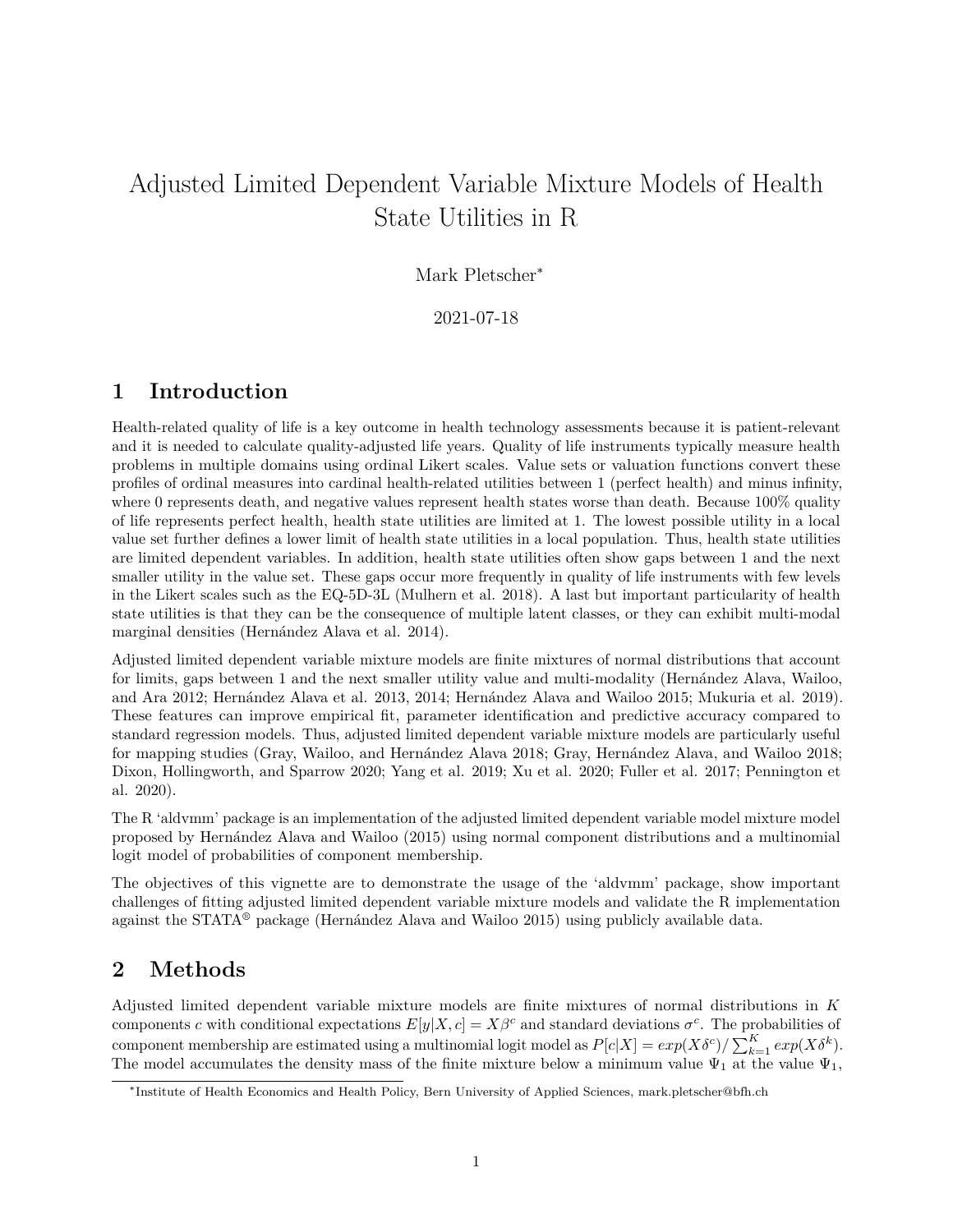# Adjusted Limited Dependent Variable Mixture Models of Health State Utilities in R

Mark Pletscher[*]

2021-07-18

## 1 Introduction

Health-related quality of life is a key outcome in health technology assessments because it is patient-relevant and it is needed to calculate quality-adjusted life years. Quality of life instruments typically measure health problems in multiple domains using ordinal Likert scales. Value sets or valuation functions convert these profiles of ordinal measures into cardinal health-related utilities between 1 (perfect health) and minus infinity, where 0 represents death, and negative values represent health states worse than death. Because 100% quality of life represents perfect health, health state utilities are limited at 1. The lowest possible utility in a local value set further defines a lower limit of health state utilities in a local population. Thus, health state utilities are limited dependent variables. In addition, health state utilities often show gaps between 1 and the next smaller utility in the value set. These gaps occur more frequently in quality of life instruments with few levels in the Likert scales such as the EQ-5D-3L (Mulhern et al. 2018). A last but important particularity of health state utilities is that they can be the consequence of multiple latent classes, or they can exhibit multi-modal marginal densities (Hernández Alava et al. 2014).

Adjusted limited dependent variable mixture models are finite mixtures of normal distributions that account for limits, gaps between 1 and the next smaller utility value and multi-modality (Hernández Alava, Wailoo, and Ara 2012; Hernández Alava et al. 2013, 2014; Hernández Alava and Wailoo 2015; Mukuria et al. 2019). These features can improve empirical fit, parameter identification and predictive accuracy compared to standard regression models. Thus, adjusted limited dependent variable mixture models are particularly useful for mapping studies (Gray, Wailoo, and Hernández Alava 2018; Gray, Hernández Alava, and Wailoo 2018; Dixon, Hollingworth, and Sparrow 2020; Yang et al. 2019; Xu et al. 2020; Fuller et al. 2017; Pennington et al. 2020).

The R 'aldvmm' package is an implementation of the adjusted limited dependent variable model mixture model proposed by Hernández Alava and Wailoo (2015) using normal component distributions and a multinomial logit model of probabilities of component membership.

The objectives of this vignette are to demonstrate the usage of the 'aldvmm' package, show important challenges of fitting adjusted limited dependent variable mixture models and validate the R implementation against the STATA® package (Hernández Alava and Wailoo 2015) using publicly available data.

## 2 Methods

Adjusted limited dependent variable mixture models are finite mixtures of normal distributions in $K$ components $c$ with conditional expectations $E[y|X,c] = X\beta^c$ and standard deviations $\sigma^c$. The probabilities of component membership are estimated using a multinomial logit model as $P[c|X] = exp(X\delta^c)/\sum_{k=1}^{K} exp(X\delta^k)$. The model accumulates the density mass of the finite mixture below a minimum value $\Psi_1$ at the value $\Psi_1$,

[*] Institute of Health Economics and Health Policy, Bern University of Applied Sciences, mark.pletscher@bfh.ch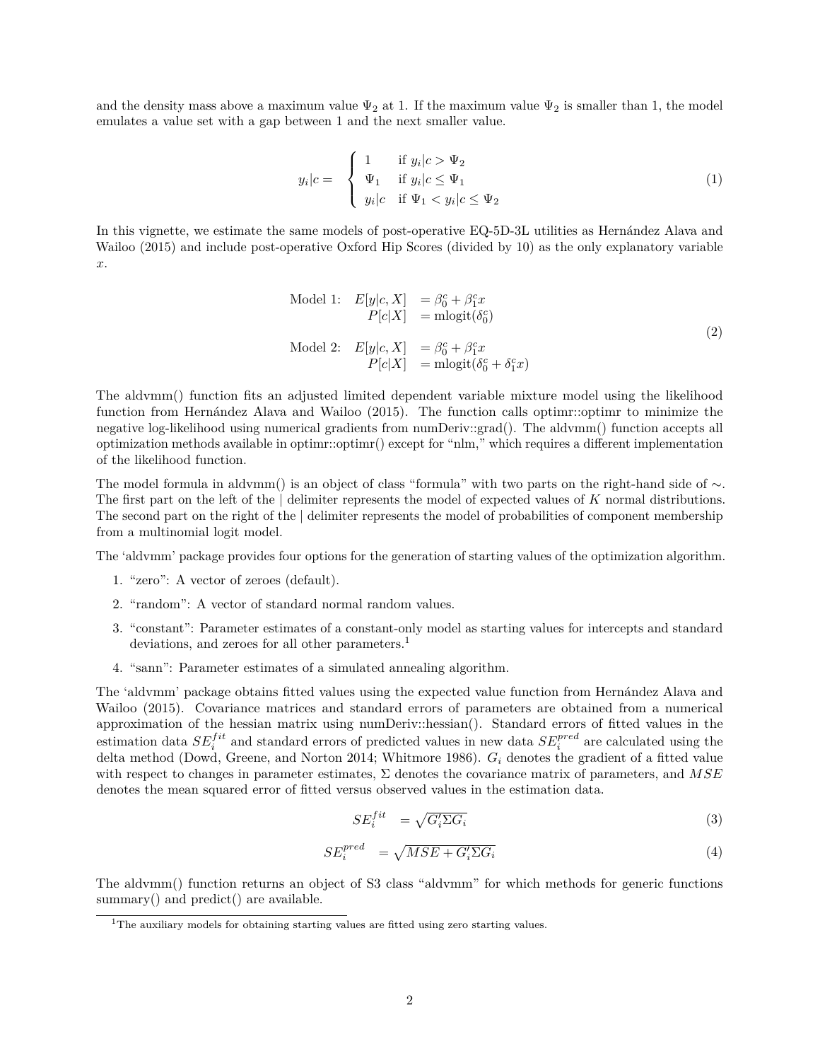and the density mass above a maximum value $\Psi_2$ at 1. If the maximum value $\Psi_2$ is smaller than 1, the model emulates a value set with a gap between 1 and the next smaller value.

$$
y_i|c = \begin{cases} 1 & \text{if } y_i|c > \Psi_2 \\ \Psi_1 & \text{if } y_i|c \leq \Psi_1 \\ y_i|c & \text{if } \Psi_1 < y_i|c \leq \Psi_2 \end{cases} \tag{1}
$$

In this vignette, we estimate the same models of post-operative EQ-5D-3L utilities as Hernández Alava and Wailoo (2015) and include post-operative Oxford Hip Scores (divided by 10) as the only explanatory variable $x$.

$$
\begin{aligned}
\text{Model 1:} \quad E[y|c,X] &= \beta_0^c + \beta_1^c x \\
P[c|X] &= \text{mlogit}(\delta_0^c) \\
\\
\text{Model 2:} \quad E[y|c,X] &= \beta_0^c + \beta_1^c x \\
P[c|X] &= \text{mlogit}(\delta_0^c + \delta_1^c x)
\end{aligned} \tag{2}
$$

The aldvmm() function fits an adjusted limited dependent variable mixture model using the likelihood function from Hernández Alava and Wailoo (2015). The function calls optimr::optimr to minimize the negative log-likelihood using numerical gradients from numDeriv::grad(). The aldvmm() function accepts all optimization methods available in optimr::optimr() except for "nlm," which requires a different implementation of the likelihood function.

The model formula in aldvmm() is an object of class "formula" with two parts on the right-hand side of ∼. The first part on the left of the | delimiter represents the model of expected values of $K$ normal distributions. The second part on the right of the | delimiter represents the model of probabilities of component membership from a multinomial logit model.

The 'aldvmm' package provides four options for the generation of starting values of the optimization algorithm.

1. "zero": A vector of zeroes (default).
2. "random": A vector of standard normal random values.
3. "constant": Parameter estimates of a constant-only model as starting values for intercepts and standard deviations, and zeroes for all other parameters.[1]
4. "sann": Parameter estimates of a simulated annealing algorithm.

The 'aldvmm' package obtains fitted values using the expected value function from Hernández Alava and Wailoo (2015). Covariance matrices and standard errors of parameters are obtained from a numerical approximation of the hessian matrix using numDeriv::hessian(). Standard errors of fitted values in the estimation data $SE_i^{fit}$ and standard errors of predicted values in new data $SE_i^{pred}$ are calculated using the delta method (Dowd, Greene, and Norton 2014; Whitmore 1986). $G_i$ denotes the gradient of a fitted value with respect to changes in parameter estimates, $\Sigma$ denotes the covariance matrix of parameters, and $MSE$ denotes the mean squared error of fitted versus observed values in the estimation data.

$$
SE_i^{fit} = \sqrt{G_i' \Sigma G_i} \tag{3}
$$

$$
SE_i^{pred} = \sqrt{MSE + G_i' \Sigma G_i} \tag{4}
$$

The aldvmm() function returns an object of S3 class "aldvmm" for which methods for generic functions summary() and predict() are available.

[1] The auxiliary models for obtaining starting values are fitted using zero starting values.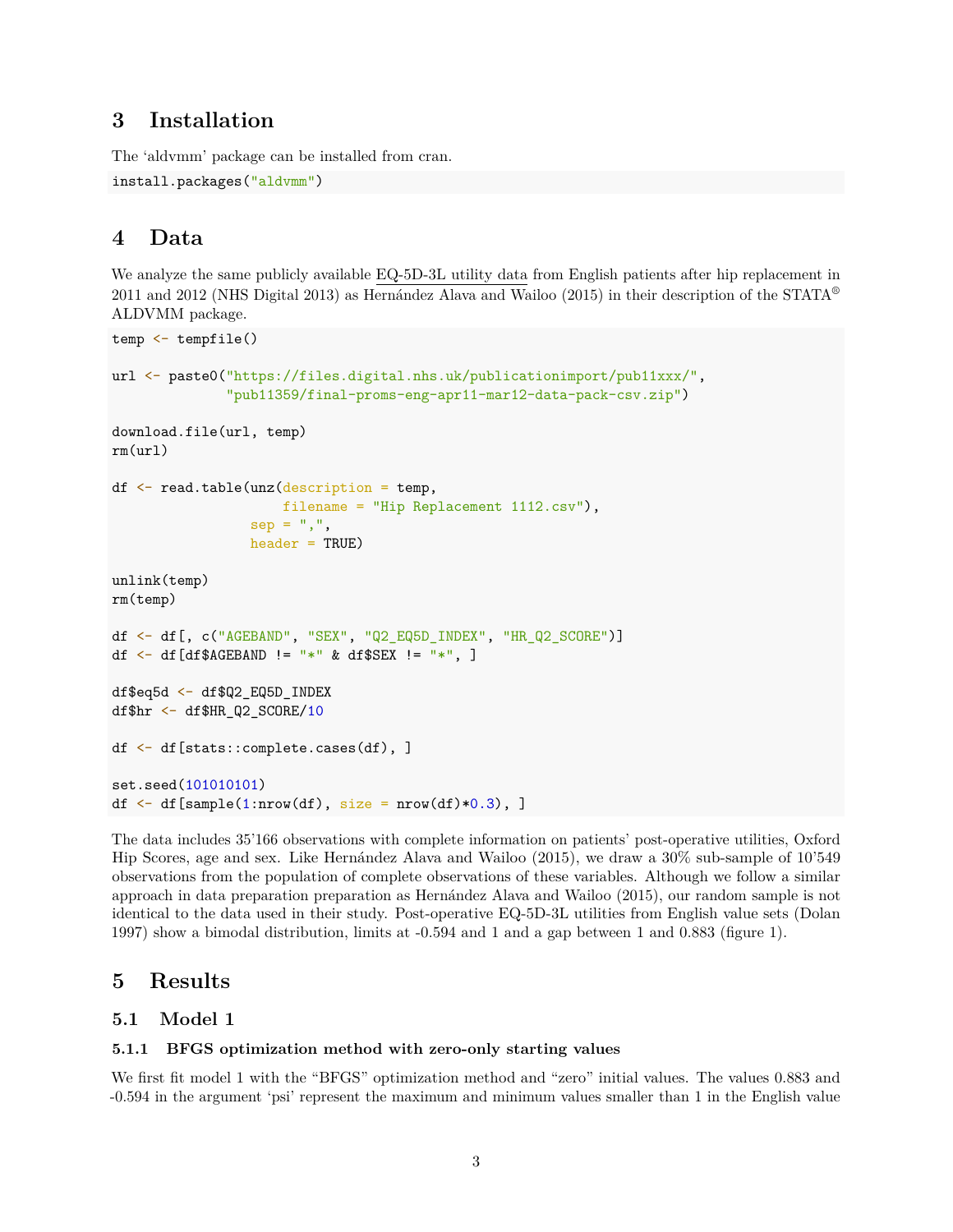## 3 Installation

The 'aldvmm' package can be installed from cran.

```
install.packages("aldvmm")
```

## 4 Data

We analyze the same publicly available EQ-5D-3L utility data from English patients after hip replacement in 2011 and 2012 (NHS Digital 2013) as Hernández Alava and Wailoo (2015) in their description of the STATA® ALDVMM package.

```
temp <- tempfile()

url <- paste0("https://files.digital.nhs.uk/publicationimport/pub11xxx/",
              "pub11359/final-proms-eng-apr11-mar12-data-pack-csv.zip")

download.file(url, temp)
rm(url)

df <- read.table(unz(description = temp,
                     filename = "Hip Replacement 1112.csv"),
                 sep = ",",
                 header = TRUE)

unlink(temp)
rm(temp)

df <- df[, c("AGEBAND", "SEX", "Q2_EQ5D_INDEX", "HR_Q2_SCORE")]
df <- df[df$AGEBAND != "*" & df$SEX != "*", ]

df$eq5d <- df$Q2_EQ5D_INDEX
df$hr <- df$HR_Q2_SCORE/10

df <- df[stats::complete.cases(df), ]

set.seed(101010101)
df <- df[sample(1:nrow(df), size = nrow(df)*0.3), ]
```

The data includes 35'166 observations with complete information on patients' post-operative utilities, Oxford Hip Scores, age and sex. Like Hernández Alava and Wailoo (2015), we draw a 30% sub-sample of 10'549 observations from the population of complete observations of these variables. Although we follow a similar approach in data preparation preparation as Hernández Alava and Wailoo (2015), our random sample is not identical to the data used in their study. Post-operative EQ-5D-3L utilities from English value sets (Dolan 1997) show a bimodal distribution, limits at -0.594 and 1 and a gap between 1 and 0.883 (figure 1).

## 5 Results

### 5.1 Model 1

#### 5.1.1 BFGS optimization method with zero-only starting values

We first fit model 1 with the "BFGS" optimization method and "zero" initial values. The values 0.883 and -0.594 in the argument 'psi' represent the maximum and minimum values smaller than 1 in the English value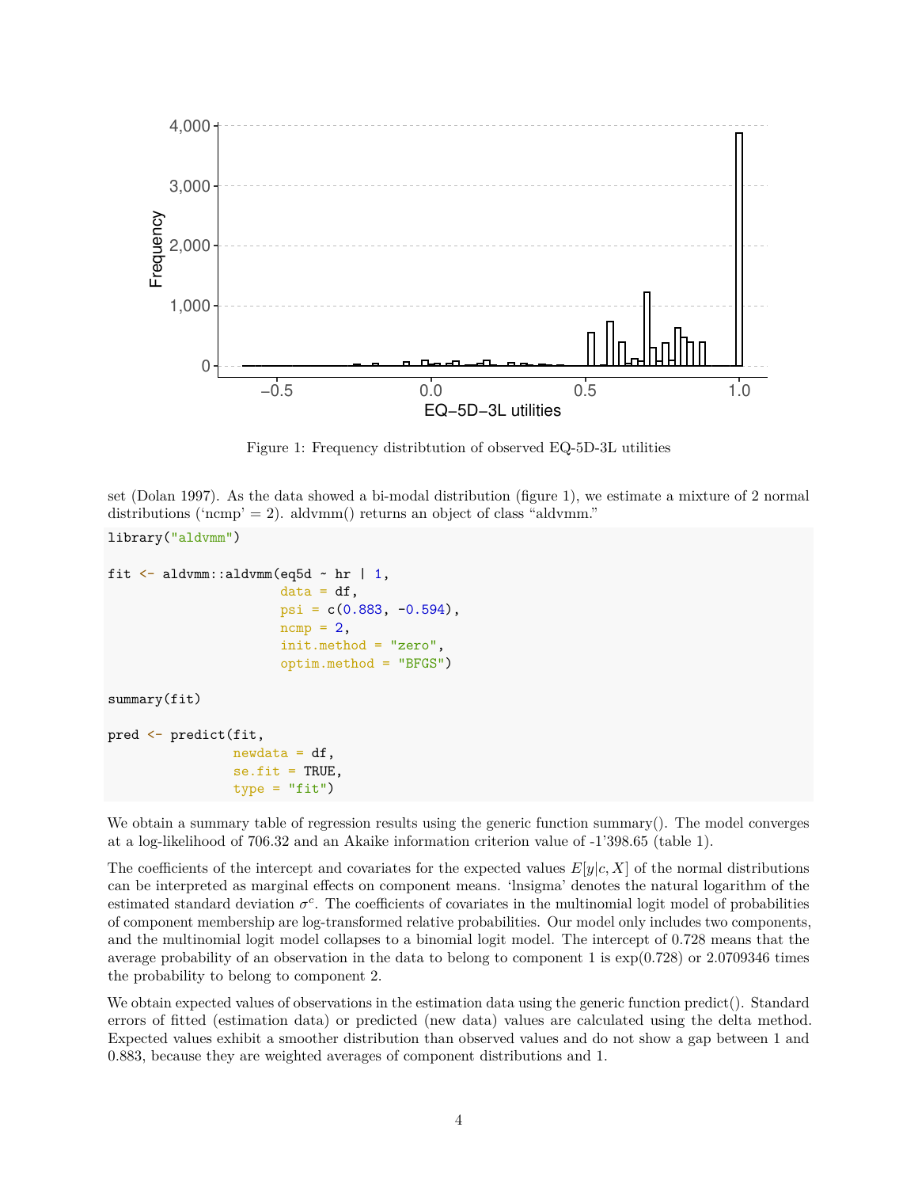Figure 1: Frequency distribtution of observed EQ-5D-3L utilities

set (Dolan 1997). As the data showed a bi-modal distribution (figure 1), we estimate a mixture of 2 normal distributions ('ncmp' = 2). aldvmm() returns an object of class "aldvmm."

```
library("aldvmm")

fit <- aldvmm::aldvmm(eq5d ~ hr | 1,
                      data = df,
                      psi = c(0.883, -0.594),
                      ncmp = 2,
                      init.method = "zero",
                      optim.method = "BFGS")

summary(fit)

pred <- predict(fit,
                newdata = df,
                se.fit = TRUE,
                type = "fit")
```

We obtain a summary table of regression results using the generic function summary(). The model converges at a log-likelihood of 706.32 and an Akaike information criterion value of -1'398.65 (table 1).

The coefficients of the intercept and covariates for the expected values $E[y|c, X]$ of the normal distributions can be interpreted as marginal effects on component means. 'lnsigma' denotes the natural logarithm of the estimated standard deviation $\sigma^c$. The coefficients of covariates in the multinomial logit model of probabilities of component membership are log-transformed relative probabilities. Our model only includes two components, and the multinomial logit model collapses to a binomial logit model. The intercept of 0.728 means that the average probability of an observation in the data to belong to component 1 is exp(0.728) or 2.0709346 times the probability to belong to component 2.

We obtain expected values of observations in the estimation data using the generic function predict(). Standard errors of fitted (estimation data) or predicted (new data) values are calculated using the delta method. Expected values exhibit a smoother distribution than observed values and do not show a gap between 1 and 0.883, because they are weighted averages of component distributions and 1.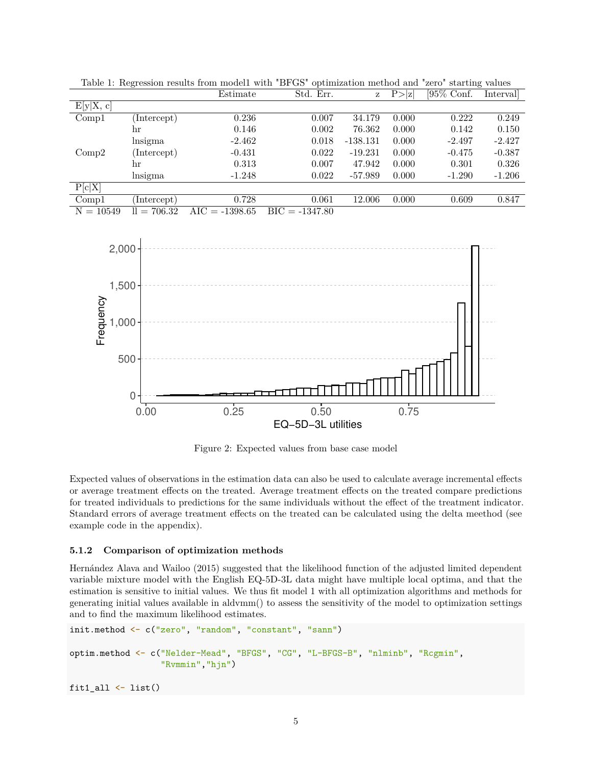Table 1: Regression results from model1 with "BFGS" optimization method and "zero" starting values

| | | Estimate | Std. Err. | z | P>\|z\| | [95% Conf. | Interval] |
|---|---|---|---|---|---|---|---|
| E[y\|X, c] | | | | | | | |
| Comp1 | (Intercept) | 0.236 | 0.007 | 34.179 | 0.000 | 0.222 | 0.249 |
| | hr | 0.146 | 0.002 | 76.362 | 0.000 | 0.142 | 0.150 |
| | lnsigma | -2.462 | 0.018 | -138.131 | 0.000 | -2.497 | -2.427 |
| Comp2 | (Intercept) | -0.431 | 0.022 | -19.231 | 0.000 | -0.475 | -0.387 |
| | hr | 0.313 | 0.007 | 47.942 | 0.000 | 0.301 | 0.326 |
| | lnsigma | -1.248 | 0.022 | -57.989 | 0.000 | -1.290 | -1.206 |
| P[c\|X] | | | | | | | |
| Comp1 | (Intercept) | 0.728 | 0.061 | 12.006 | 0.000 | 0.609 | 0.847 |
| N = 10549 | ll = 706.32 | AIC = -1398.65 | BIC = -1347.80 | | | | |

Figure 2: Expected values from base case model

Expected values of observations in the estimation data can also be used to calculate average incremental effects or average treatment effects on the treated. Average treatment effects on the treated compare predictions for treated individuals to predictions for the same individuals without the effect of the treatment indicator. Standard errors of average treatment effects on the treated can be calculated using the delta meethod (see example code in the appendix).

### 5.1.2 Comparison of optimization methods

Hernández Alava and Wailoo (2015) suggested that the likelihood function of the adjusted limited dependent variable mixture model with the English EQ-5D-3L data might have multiple local optima, and that the estimation is sensitive to initial values. We thus fit model 1 with all optimization algorithms and methods for generating initial values available in aldvmm() to assess the sensitivity of the model to optimization settings and to find the maximum likelihood estimates.

```
init.method <- c("zero", "random", "constant", "sann")

optim.method <- c("Nelder-Mead", "BFGS", "CG", "L-BFGS-B", "nlminb", "Rcgmin",
                  "Rvmmin","hjn")

fit1_all <- list()
```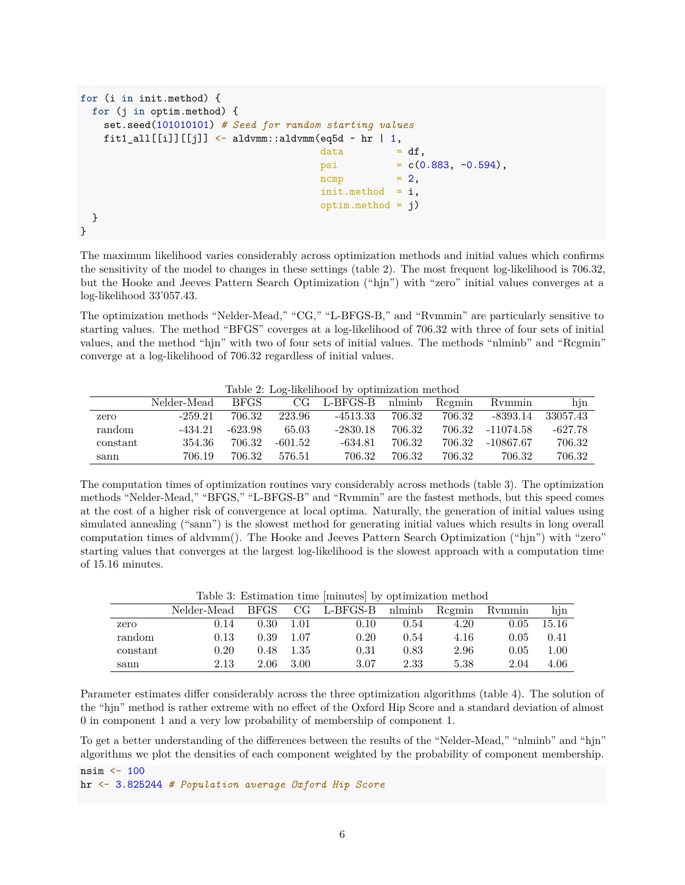```r
for (i in init.method) {
  for (j in optim.method) {
    set.seed(101010101) # Seed for random starting values
    fit1_all[[i]][[j]] <- aldvmm::aldvmm(eq5d ~ hr | 1,
                                         data        = df,
                                         psi         = c(0.883, -0.594),
                                         ncmp        = 2,
                                         init.method  = i,
                                         optim.method = j)
  }
}
```

The maximum likelihood varies considerably across optimization methods and initial values which confirms the sensitivity of the model to changes in these settings (table 2). The most frequent log-likelihood is 706.32, but the Hooke and Jeeves Pattern Search Optimization ("hjn") with "zero" initial values converges at a log-likelihood 33'057.43.

The optimization methods "Nelder-Mead," "CG," "L-BFGS-B," and "Rvmmin" are particularly sensitive to starting values. The method "BFGS" coverges at a log-likelihood of 706.32 with three of four sets of initial values, and the method "hjn" with two of four sets of initial values. The methods "nlminb" and "Rcgmin" converge at a log-likelihood of 706.32 regardless of initial values.

Table 2: Log-likelihood by optimization method

| | Nelder-Mead | BFGS | CG | L-BFGS-B | nlminb | Rcgmin | Rvmmin | hjn |
|---|---|---|---|---|---|---|---|---|
| zero | -259.21 | 706.32 | 223.96 | -4513.33 | 706.32 | 706.32 | -8393.14 | 33057.43 |
| random | -434.21 | -623.98 | 65.03 | -2830.18 | 706.32 | 706.32 | -11074.58 | -627.78 |
| constant | 354.36 | 706.32 | -601.52 | -634.81 | 706.32 | 706.32 | -10867.67 | 706.32 |
| sann | 706.19 | 706.32 | 576.51 | 706.32 | 706.32 | 706.32 | 706.32 | 706.32 |

The computation times of optimization routines vary considerably across methods (table 3). The optimization methods "Nelder-Mead," "BFGS," "L-BFGS-B" and "Rvmmin" are the fastest methods, but this speed comes at the cost of a higher risk of convergence at local optima. Naturally, the generation of initial values using simulated annealing ("sann") is the slowest method for generating initial values which results in long overall computation times of aldvmm(). The Hooke and Jeeves Pattern Search Optimization ("hjn") with "zero" starting values that converges at the largest log-likelihood is the slowest approach with a computation time of 15.16 minutes.

Table 3: Estimation time [minutes] by optimization method

| | Nelder-Mead | BFGS | CG | L-BFGS-B | nlminb | Rcgmin | Rvmmin | hjn |
|---|---|---|---|---|---|---|---|---|
| zero | 0.14 | 0.30 | 1.01 | 0.10 | 0.54 | 4.20 | 0.05 | 15.16 |
| random | 0.13 | 0.39 | 1.07 | 0.20 | 0.54 | 4.16 | 0.05 | 0.41 |
| constant | 0.20 | 0.48 | 1.35 | 0.31 | 0.83 | 2.96 | 0.05 | 1.00 |
| sann | 2.13 | 2.06 | 3.00 | 3.07 | 2.33 | 5.38 | 2.04 | 4.06 |

Parameter estimates differ considerably across the three optimization algorithms (table 4). The solution of the "hjn" method is rather extreme with no effect of the Oxford Hip Score and a standard deviation of almost 0 in component 1 and a very low probability of membership of component 1.

To get a better understanding of the differences between the results of the "Nelder-Mead," "nlminb" and "hjn" algorithms we plot the densities of each component weighted by the probability of component membership.

```r
nsim <- 100
hr <- 3.825244 # Population average Oxford Hip Score
```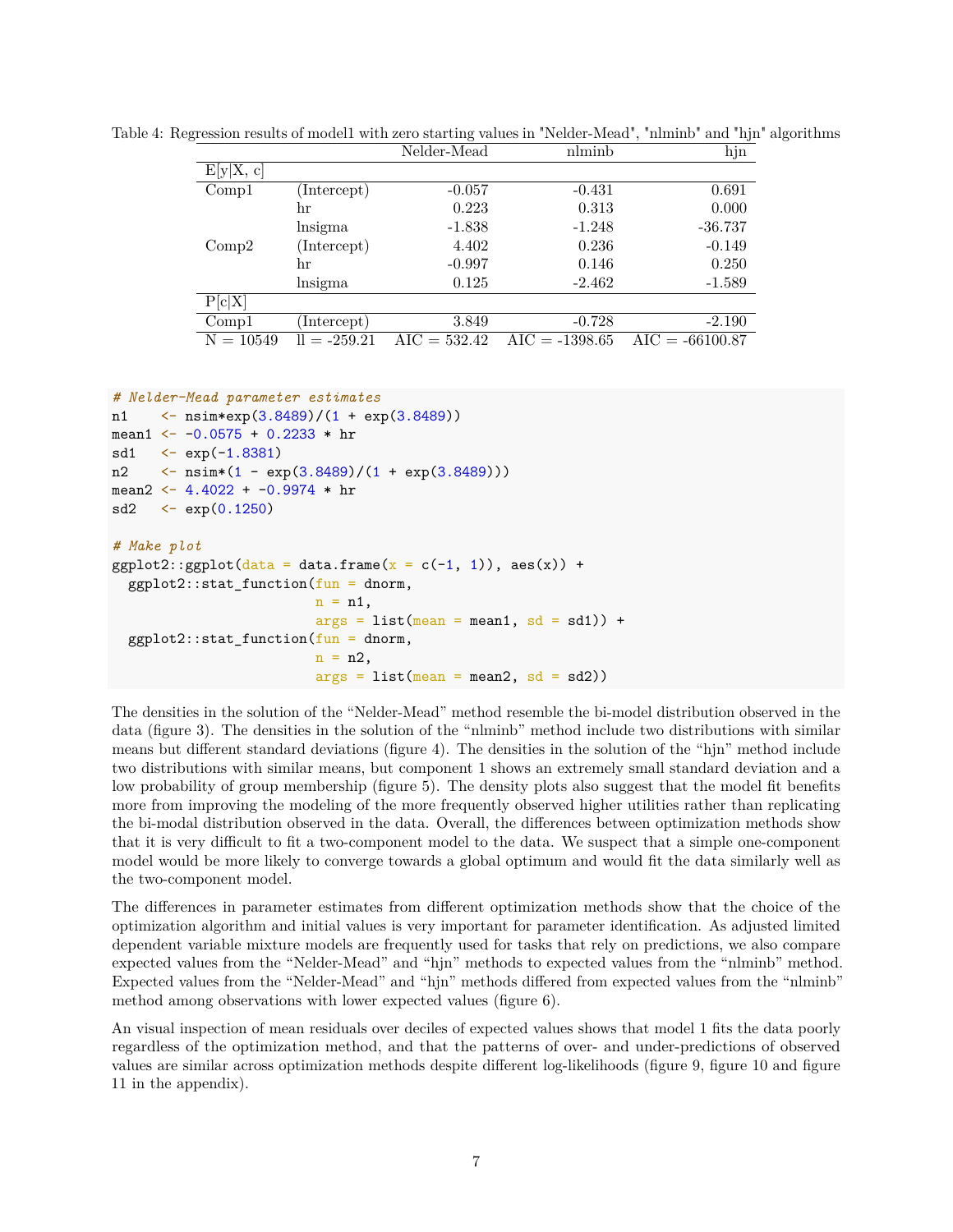Table 4: Regression results of model1 with zero starting values in "Nelder-Mead", "nlminb" and "hjn" algorithms

| | | Nelder-Mead | nlminb | hjn |
|---|---|---|---|---|
| E[y\|X, c] | | | | |
| Comp1 | (Intercept) | -0.057 | -0.431 | 0.691 |
| | hr | 0.223 | 0.313 | 0.000 |
| | lnsigma | -1.838 | -1.248 | -36.737 |
| Comp2 | (Intercept) | 4.402 | 0.236 | -0.149 |
| | hr | -0.997 | 0.146 | 0.250 |
| | lnsigma | 0.125 | -2.462 | -1.589 |
| P[c\|X] | | | | |
| Comp1 | (Intercept) | 3.849 | -0.728 | -2.190 |
| N = 10549 | ll = -259.21 | AIC = 532.42 | AIC = -1398.65 | AIC = -66100.87 |

```
# Nelder-Mead parameter estimates
n1    <- nsim*exp(3.8489)/(1 + exp(3.8489))
mean1 <- -0.0575 + 0.2233 * hr
sd1   <- exp(-1.8381)
n2    <- nsim*(1 - exp(3.8489)/(1 + exp(3.8489)))
mean2 <- 4.4022 + -0.9974 * hr
sd2   <- exp(0.1250)

# Make plot
ggplot2::ggplot(data = data.frame(x = c(-1, 1)), aes(x)) +
  ggplot2::stat_function(fun = dnorm,
                         n = n1,
                         args = list(mean = mean1, sd = sd1)) +
  ggplot2::stat_function(fun = dnorm,
                         n = n2,
                         args = list(mean = mean2, sd = sd2))
```

The densities in the solution of the "Nelder-Mead" method resemble the bi-model distribution observed in the data (figure 3). The densities in the solution of the "nlminb" method include two distributions with similar means but different standard deviations (figure 4). The densities in the solution of the "hjn" method include two distributions with similar means, but component 1 shows an extremely small standard deviation and a low probability of group membership (figure 5). The density plots also suggest that the model fit benefits more from improving the modeling of the more frequently observed higher utilities rather than replicating the bi-modal distribution observed in the data. Overall, the differences between optimization methods show that it is very difficult to fit a two-component model to the data. We suspect that a simple one-component model would be more likely to converge towards a global optimum and would fit the data similarly well as the two-component model.

The differences in parameter estimates from different optimization methods show that the choice of the optimization algorithm and initial values is very important for parameter identification. As adjusted limited dependent variable mixture models are frequently used for tasks that rely on predictions, we also compare expected values from the "Nelder-Mead" and "hjn" methods to expected values from the "nlminb" method. Expected values from the "Nelder-Mead" and "hjn" methods differed from expected values from the "nlminb" method among observations with lower expected values (figure 6).

An visual inspection of mean residuals over deciles of expected values shows that model 1 fits the data poorly regardless of the optimization method, and that the patterns of over- and under-predictions of observed values are similar across optimization methods despite different log-likelihoods (figure 9, figure 10 and figure 11 in the appendix).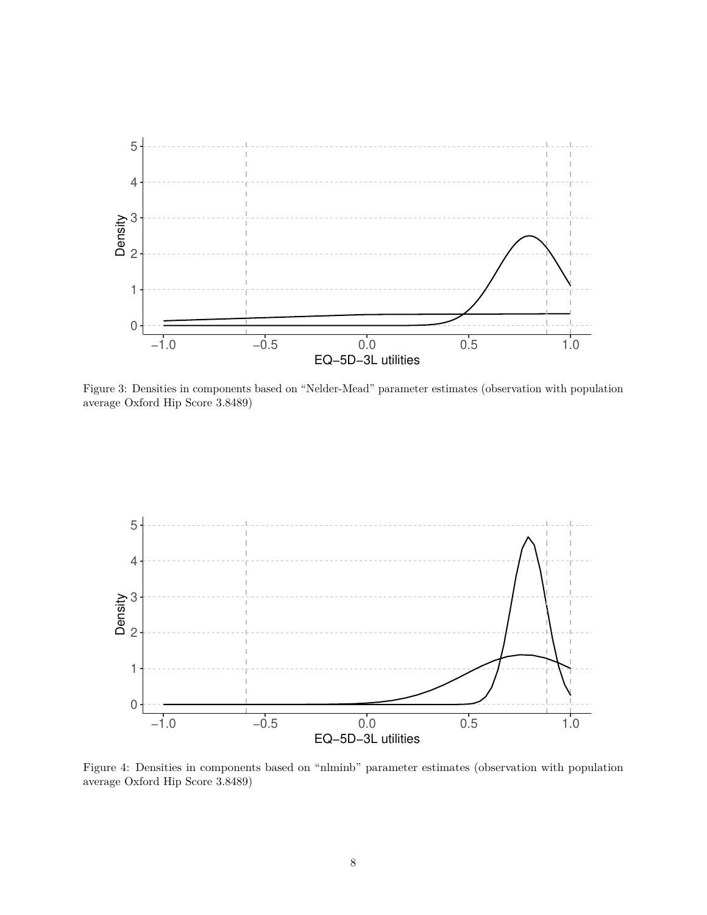Figure 3: Densities in components based on “Nelder-Mead” parameter estimates (observation with population average Oxford Hip Score 3.8489)

Figure 4: Densities in components based on “nlminb” parameter estimates (observation with population average Oxford Hip Score 3.8489)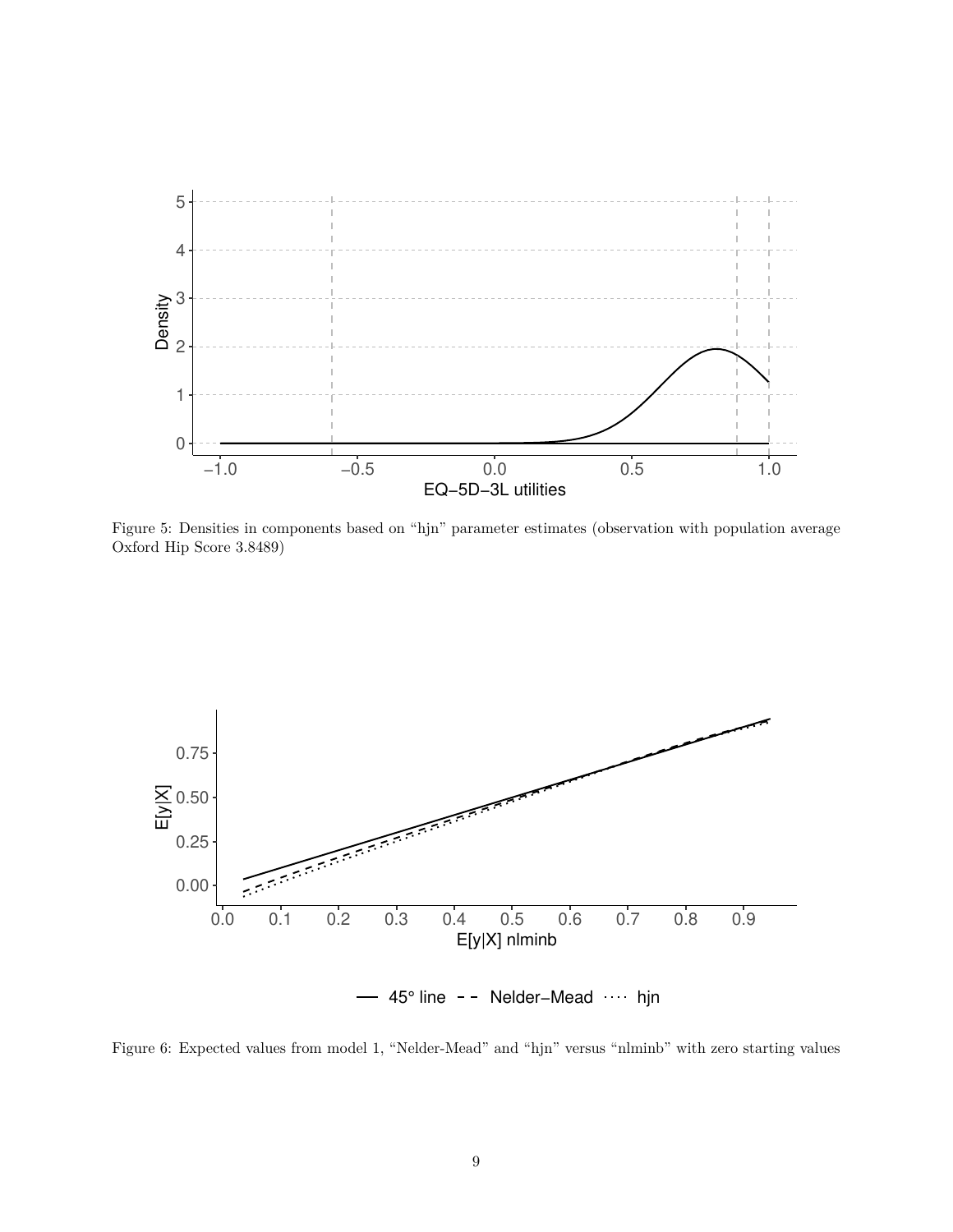Figure 5: Densities in components based on "hjn" parameter estimates (observation with population average Oxford Hip Score 3.8489)

Figure 6: Expected values from model 1, "Nelder-Mead" and "hjn" versus "nlminb" with zero starting values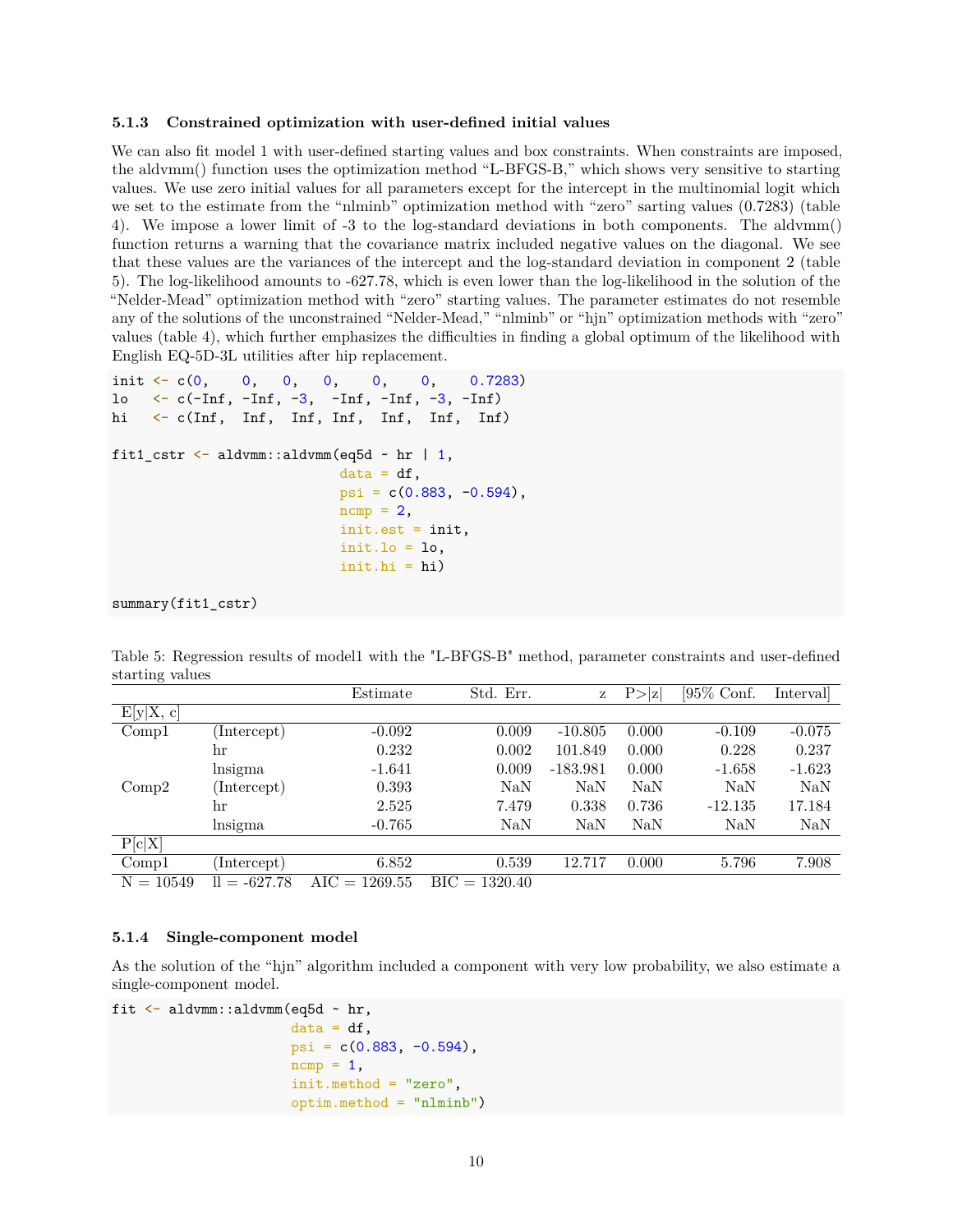### 5.1.3 Constrained optimization with user-defined initial values

We can also fit model 1 with user-defined starting values and box constraints. When constraints are imposed, the aldvmm() function uses the optimization method "L-BFGS-B," which shows very sensitive to starting values. We use zero initial values for all parameters except for the intercept in the multinomial logit which we set to the estimate from the "nlminb" optimization method with "zero" sarting values (0.7283) (table 4). We impose a lower limit of -3 to the log-standard deviations in both components. The aldvmm() function returns a warning that the covariance matrix included negative values on the diagonal. We see that these values are the variances of the intercept and the log-standard deviation in component 2 (table 5). The log-likelihood amounts to -627.78, which is even lower than the log-likelihood in the solution of the "Nelder-Mead" optimization method with "zero" starting values. The parameter estimates do not resemble any of the solutions of the unconstrained "Nelder-Mead," "nlminb" or "hjn" optimization methods with "zero" values (table 4), which further emphasizes the difficulties in finding a global optimum of the likelihood with English EQ-5D-3L utilities after hip replacement.

```
init <- c(0,    0,   0,   0,    0,    0,    0.7283)
lo   <- c(-Inf, -Inf, -3,  -Inf, -Inf, -3, -Inf)
hi   <- c(Inf,  Inf,  Inf, Inf,  Inf,  Inf,  Inf)

fit1_cstr <- aldvmm::aldvmm(eq5d ~ hr | 1,
                            data = df,
                            psi = c(0.883, -0.594),
                            ncmp = 2,
                            init.est = init,
                            init.lo = lo,
                            init.hi = hi)

summary(fit1_cstr)
```

Table 5: Regression results of model1 with the "L-BFGS-B" method, parameter constraints and user-defined starting values

| | | Estimate | Std. Err. | z | P>\|z\| | [95% Conf. | Interval] |
|---|---|---|---|---|---|---|---|
| E[y\|X, c] | | | | | | | |
| Comp1 | (Intercept) | -0.092 | 0.009 | -10.805 | 0.000 | -0.109 | -0.075 |
| | hr | 0.232 | 0.002 | 101.849 | 0.000 | 0.228 | 0.237 |
| | lnsigma | -1.641 | 0.009 | -183.981 | 0.000 | -1.658 | -1.623 |
| Comp2 | (Intercept) | 0.393 | NaN | NaN | NaN | NaN | NaN |
| | hr | 2.525 | 7.479 | 0.338 | 0.736 | -12.135 | 17.184 |
| | lnsigma | -0.765 | NaN | NaN | NaN | NaN | NaN |
| P[c\|X] | | | | | | | |
| Comp1 | (Intercept) | 6.852 | 0.539 | 12.717 | 0.000 | 5.796 | 7.908 |
| N = 10549 | ll = -627.78 | AIC = 1269.55 | BIC = 1320.40 | | | | |

### 5.1.4 Single-component model

As the solution of the "hjn" algorithm included a component with very low probability, we also estimate a single-component model.

```
fit <- aldvmm::aldvmm(eq5d ~ hr,
                      data = df,
                      psi = c(0.883, -0.594),
                      ncmp = 1,
                      init.method = "zero",
                      optim.method = "nlminb")
```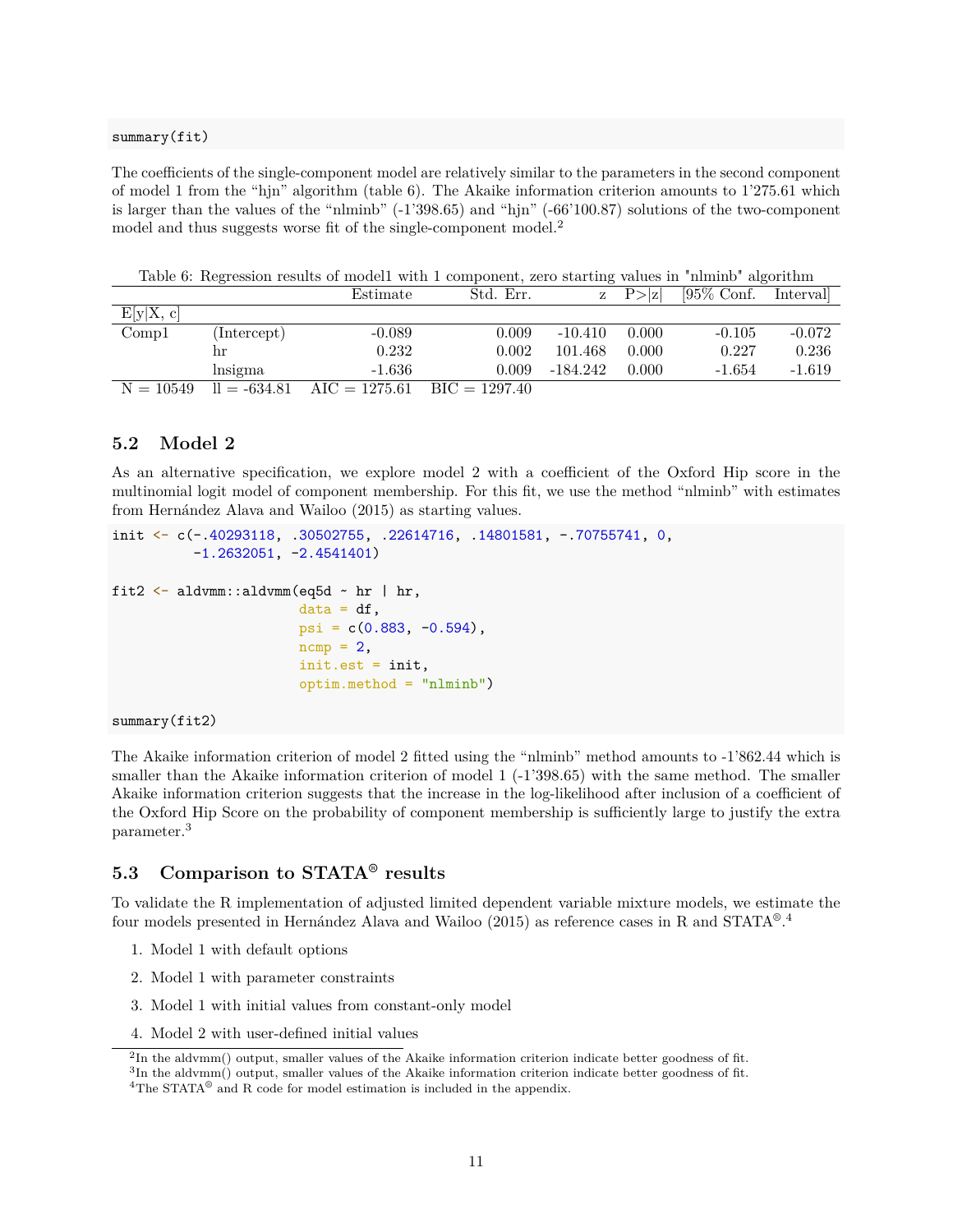```
summary(fit)
```

The coefficients of the single-component model are relatively similar to the parameters in the second component of model 1 from the "hjn" algorithm (table 6). The Akaike information criterion amounts to 1'275.61 which is larger than the values of the "nlminb" (-1'398.65) and "hjn" (-66'100.87) solutions of the two-component model and thus suggests worse fit of the single-component model.[2]

Table 6: Regression results of model1 with 1 component, zero starting values in "nlminb" algorithm

| | | Estimate | Std. Err. | z | P>\|z\| | [95% Conf. | Interval] |
|---|---|---|---|---|---|---|---|
| E[y\|X, c] | | | | | | | |
| Comp1 | (Intercept) | -0.089 | 0.009 | -10.410 | 0.000 | -0.105 | -0.072 |
| | hr | 0.232 | 0.002 | 101.468 | 0.000 | 0.227 | 0.236 |
| | lnsigma | -1.636 | 0.009 | -184.242 | 0.000 | -1.654 | -1.619 |
| N = 10549 | ll = -634.81 | AIC = 1275.61 | BIC = 1297.40 | | | | |

## 5.2 Model 2

As an alternative specification, we explore model 2 with a coefficient of the Oxford Hip score in the multinomial logit model of component membership. For this fit, we use the method "nlminb" with estimates from Hernández Alava and Wailoo (2015) as starting values.

```
init <- c(-.40293118, .30502755, .22614716, .14801581, -.70755741, 0,
          -1.2632051, -2.4541401)

fit2 <- aldvmm::aldvmm(eq5d ~ hr | hr,
                       data = df,
                       psi = c(0.883, -0.594),
                       ncmp = 2,
                       init.est = init,
                       optim.method = "nlminb")

summary(fit2)
```

The Akaike information criterion of model 2 fitted using the "nlminb" method amounts to -1'862.44 which is smaller than the Akaike information criterion of model 1 (-1'398.65) with the same method. The smaller Akaike information criterion suggests that the increase in the log-likelihood after inclusion of a coefficient of the Oxford Hip Score on the probability of component membership is sufficiently large to justify the extra parameter.[3]

## 5.3 Comparison to STATA® results

To validate the R implementation of adjusted limited dependent variable mixture models, we estimate the four models presented in Hernández Alava and Wailoo (2015) as reference cases in R and STATA®.[4]

1. Model 1 with default options
2. Model 1 with parameter constraints
3. Model 1 with initial values from constant-only model
4. Model 2 with user-defined initial values

---

[2] In the aldvmm() output, smaller values of the Akaike information criterion indicate better goodness of fit.
[3] In the aldvmm() output, smaller values of the Akaike information criterion indicate better goodness of fit.
[4] The STATA® and R code for model estimation is included in the appendix.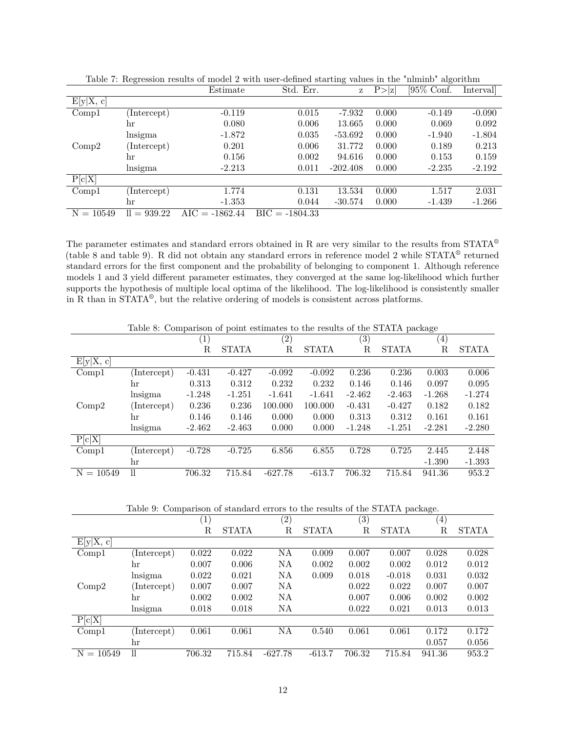Table 7: Regression results of model 2 with user-defined starting values in the "nlminb" algorithm

| | | Estimate | Std. Err. | z | P>\|z\| | [95% Conf. | Interval] |
|---|---|---|---|---|---|---|---|
| E[y\|X, c] | | | | | | | |
| Comp1 | (Intercept) | -0.119 | 0.015 | -7.932 | 0.000 | -0.149 | -0.090 |
| | hr | 0.080 | 0.006 | 13.665 | 0.000 | 0.069 | 0.092 |
| | lnsigma | -1.872 | 0.035 | -53.692 | 0.000 | -1.940 | -1.804 |
| Comp2 | (Intercept) | 0.201 | 0.006 | 31.772 | 0.000 | 0.189 | 0.213 |
| | hr | 0.156 | 0.002 | 94.616 | 0.000 | 0.153 | 0.159 |
| | lnsigma | -2.213 | 0.011 | -202.408 | 0.000 | -2.235 | -2.192 |
| P[c\|X] | | | | | | | |
| Comp1 | (Intercept) | 1.774 | 0.131 | 13.534 | 0.000 | 1.517 | 2.031 |
| | hr | -1.353 | 0.044 | -30.574 | 0.000 | -1.439 | -1.266 |
| N = 10549 | ll = 939.22 | AIC = -1862.44 | BIC = -1804.33 | | | | |

The parameter estimates and standard errors obtained in R are very similar to the results from STATA® (table 8 and table 9). R did not obtain any standard errors in reference model 2 while STATA® returned standard errors for the first component and the probability of belonging to component 1. Although reference models 1 and 3 yield different parameter estimates, they converged at the same log-likelihood which further supports the hypothesis of multiple local optima of the likelihood. The log-likelihood is consistently smaller in R than in STATA®, but the relative ordering of models is consistent across platforms.

Table 8: Comparison of point estimates to the results of the STATA package

| | | (1) | | (2) | | (3) | | (4) | |
|---|---|---|---|---|---|---|---|---|---|
| | | R | STATA | R | STATA | R | STATA | R | STATA |
| E[y\|X, c] | | | | | | | | | |
| Comp1 | (Intercept) | -0.431 | -0.427 | -0.092 | -0.092 | 0.236 | 0.236 | 0.003 | 0.006 |
| | hr | 0.313 | 0.312 | 0.232 | 0.232 | 0.146 | 0.146 | 0.097 | 0.095 |
| | lnsigma | -1.248 | -1.251 | -1.641 | -1.641 | -2.462 | -2.463 | -1.268 | -1.274 |
| Comp2 | (Intercept) | 0.236 | 0.236 | 100.000 | 100.000 | -0.431 | -0.427 | 0.182 | 0.182 |
| | hr | 0.146 | 0.146 | 0.000 | 0.000 | 0.313 | 0.312 | 0.161 | 0.161 |
| | lnsigma | -2.462 | -2.463 | 0.000 | 0.000 | -1.248 | -1.251 | -2.281 | -2.280 |
| P[c\|X] | | | | | | | | | |
| Comp1 | (Intercept) | -0.728 | -0.725 | 6.856 | 6.855 | 0.728 | 0.725 | 2.445 | 2.448 |
| | hr | | | | | | | -1.390 | -1.393 |
| N = 10549 | ll | 706.32 | 715.84 | -627.78 | -613.7 | 706.32 | 715.84 | 941.36 | 953.2 |

Table 9: Comparison of standard errors to the results of the STATA package.

| | | (1) | | (2) | | (3) | | (4) | |
|---|---|---|---|---|---|---|---|---|---|
| | | R | STATA | R | STATA | R | STATA | R | STATA |
| E[y\|X, c] | | | | | | | | | |
| Comp1 | (Intercept) | 0.022 | 0.022 | NA | 0.009 | 0.007 | 0.007 | 0.028 | 0.028 |
| | hr | 0.007 | 0.006 | NA | 0.002 | 0.002 | 0.002 | 0.012 | 0.012 |
| | lnsigma | 0.022 | 0.021 | NA | 0.009 | 0.018 | -0.018 | 0.031 | 0.032 |
| Comp2 | (Intercept) | 0.007 | 0.007 | NA | | 0.022 | 0.022 | 0.007 | 0.007 |
| | hr | 0.002 | 0.002 | NA | | 0.007 | 0.006 | 0.002 | 0.002 |
| | lnsigma | 0.018 | 0.018 | NA | | 0.022 | 0.021 | 0.013 | 0.013 |
| P[c\|X] | | | | | | | | | |
| Comp1 | (Intercept) | 0.061 | 0.061 | NA | 0.540 | 0.061 | 0.061 | 0.172 | 0.172 |
| | hr | | | | | | | 0.057 | 0.056 |
| N = 10549 | ll | 706.32 | 715.84 | -627.78 | -613.7 | 706.32 | 715.84 | 941.36 | 953.2 |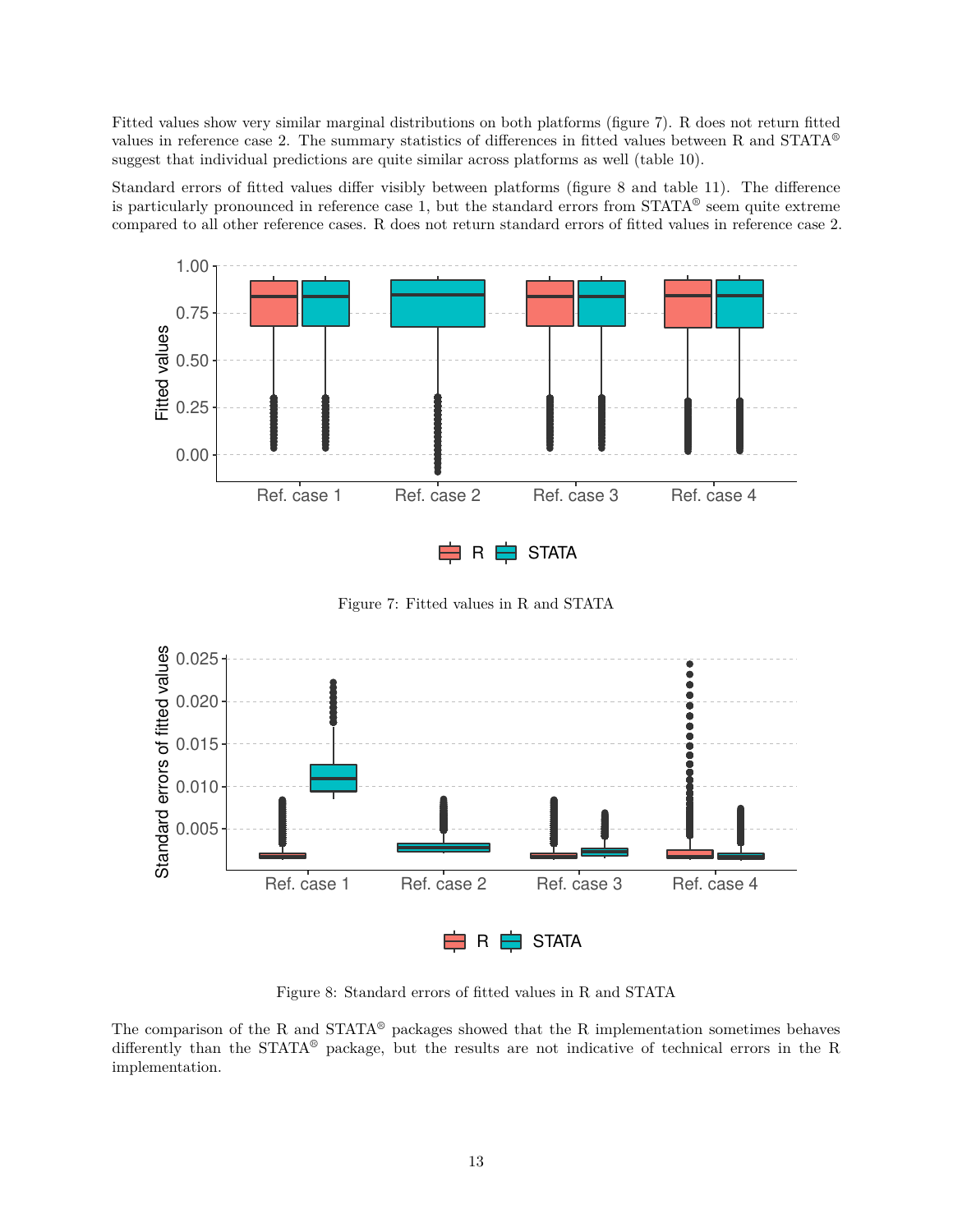Fitted values show very similar marginal distributions on both platforms (figure 7). R does not return fitted values in reference case 2. The summary statistics of differences in fitted values between R and STATA® suggest that individual predictions are quite similar across platforms as well (table 10).

Standard errors of fitted values differ visibly between platforms (figure 8 and table 11). The difference is particularly pronounced in reference case 1, but the standard errors from STATA® seem quite extreme compared to all other reference cases. R does not return standard errors of fitted values in reference case 2.

Figure 7: Fitted values in R and STATA

Figure 8: Standard errors of fitted values in R and STATA

The comparison of the R and STATA® packages showed that the R implementation sometimes behaves differently than the STATA® package, but the results are not indicative of technical errors in the R implementation.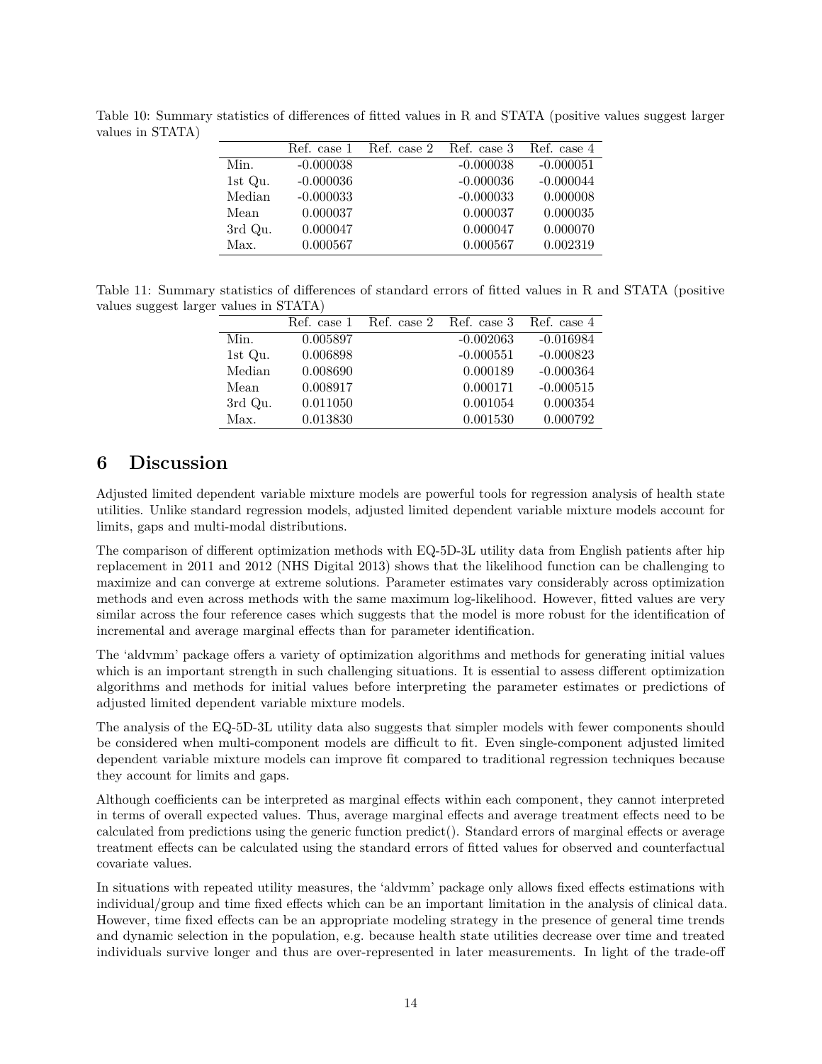Table 10: Summary statistics of differences of fitted values in R and STATA (positive values suggest larger values in STATA)

| | Ref. case 1 | Ref. case 2 | Ref. case 3 | Ref. case 4 |
|---|---|---|---|---|
| Min. | -0.000038 | | -0.000038 | -0.000051 |
| 1st Qu. | -0.000036 | | -0.000036 | -0.000044 |
| Median | -0.000033 | | -0.000033 | 0.000008 |
| Mean | 0.000037 | | 0.000037 | 0.000035 |
| 3rd Qu. | 0.000047 | | 0.000047 | 0.000070 |
| Max. | 0.000567 | | 0.000567 | 0.002319 |

Table 11: Summary statistics of differences of standard errors of fitted values in R and STATA (positive values suggest larger values in STATA)

| | Ref. case 1 | Ref. case 2 | Ref. case 3 | Ref. case 4 |
|---|---|---|---|---|
| Min. | 0.005897 | | -0.002063 | -0.016984 |
| 1st Qu. | 0.006898 | | -0.000551 | -0.000823 |
| Median | 0.008690 | | 0.000189 | -0.000364 |
| Mean | 0.008917 | | 0.000171 | -0.000515 |
| 3rd Qu. | 0.011050 | | 0.001054 | 0.000354 |
| Max. | 0.013830 | | 0.001530 | 0.000792 |

# 6 Discussion

Adjusted limited dependent variable mixture models are powerful tools for regression analysis of health state utilities. Unlike standard regression models, adjusted limited dependent variable mixture models account for limits, gaps and multi-modal distributions.

The comparison of different optimization methods with EQ-5D-3L utility data from English patients after hip replacement in 2011 and 2012 (NHS Digital 2013) shows that the likelihood function can be challenging to maximize and can converge at extreme solutions. Parameter estimates vary considerably across optimization methods and even across methods with the same maximum log-likelihood. However, fitted values are very similar across the four reference cases which suggests that the model is more robust for the identification of incremental and average marginal effects than for parameter identification.

The 'aldvmm' package offers a variety of optimization algorithms and methods for generating initial values which is an important strength in such challenging situations. It is essential to assess different optimization algorithms and methods for initial values before interpreting the parameter estimates or predictions of adjusted limited dependent variable mixture models.

The analysis of the EQ-5D-3L utility data also suggests that simpler models with fewer components should be considered when multi-component models are difficult to fit. Even single-component adjusted limited dependent variable mixture models can improve fit compared to traditional regression techniques because they account for limits and gaps.

Although coefficients can be interpreted as marginal effects within each component, they cannot interpreted in terms of overall expected values. Thus, average marginal effects and average treatment effects need to be calculated from predictions using the generic function predict(). Standard errors of marginal effects or average treatment effects can be calculated using the standard errors of fitted values for observed and counterfactual covariate values.

In situations with repeated utility measures, the 'aldvmm' package only allows fixed effects estimations with individual/group and time fixed effects which can be an important limitation in the analysis of clinical data. However, time fixed effects can be an appropriate modeling strategy in the presence of general time trends and dynamic selection in the population, e.g. because health state utilities decrease over time and treated individuals survive longer and thus are over-represented in later measurements. In light of the trade-off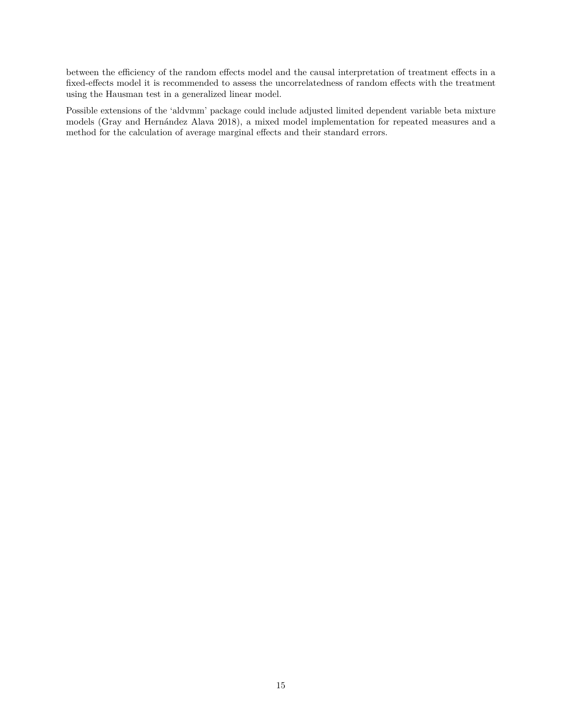between the efficiency of the random effects model and the causal interpretation of treatment effects in a fixed-effects model it is recommended to assess the uncorrelatedness of random effects with the treatment using the Hausman test in a generalized linear model.

Possible extensions of the 'aldvmm' package could include adjusted limited dependent variable beta mixture models (Gray and Hernández Alava 2018), a mixed model implementation for repeated measures and a method for the calculation of average marginal effects and their standard errors.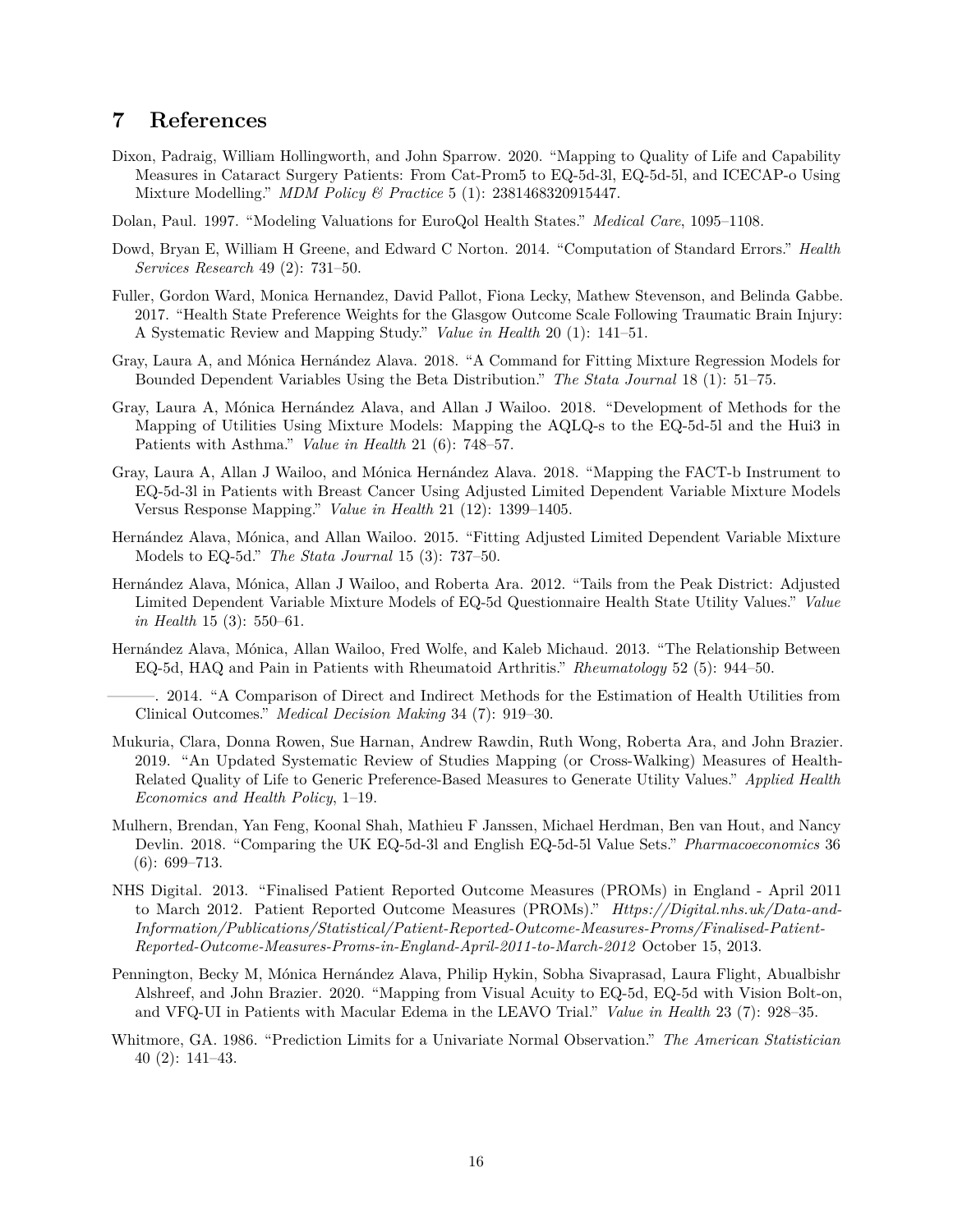# 7 References

Dixon, Padraig, William Hollingworth, and John Sparrow. 2020. "Mapping to Quality of Life and Capability Measures in Cataract Surgery Patients: From Cat-Prom5 to EQ-5d-3l, EQ-5d-5l, and ICECAP-o Using Mixture Modelling." *MDM Policy & Practice* 5 (1): 2381468320915447.

Dolan, Paul. 1997. "Modeling Valuations for EuroQol Health States." *Medical Care*, 1095–1108.

Dowd, Bryan E, William H Greene, and Edward C Norton. 2014. "Computation of Standard Errors." *Health Services Research* 49 (2): 731–50.

Fuller, Gordon Ward, Monica Hernandez, David Pallot, Fiona Lecky, Mathew Stevenson, and Belinda Gabbe. 2017. "Health State Preference Weights for the Glasgow Outcome Scale Following Traumatic Brain Injury: A Systematic Review and Mapping Study." *Value in Health* 20 (1): 141–51.

Gray, Laura A, and Mónica Hernández Alava. 2018. "A Command for Fitting Mixture Regression Models for Bounded Dependent Variables Using the Beta Distribution." *The Stata Journal* 18 (1): 51–75.

Gray, Laura A, Mónica Hernández Alava, and Allan J Wailoo. 2018. "Development of Methods for the Mapping of Utilities Using Mixture Models: Mapping the AQLQ-s to the EQ-5d-5l and the Hui3 in Patients with Asthma." *Value in Health* 21 (6): 748–57.

Gray, Laura A, Allan J Wailoo, and Mónica Hernández Alava. 2018. "Mapping the FACT-b Instrument to EQ-5d-3l in Patients with Breast Cancer Using Adjusted Limited Dependent Variable Mixture Models Versus Response Mapping." *Value in Health* 21 (12): 1399–1405.

Hernández Alava, Mónica, and Allan Wailoo. 2015. "Fitting Adjusted Limited Dependent Variable Mixture Models to EQ-5d." *The Stata Journal* 15 (3): 737–50.

Hernández Alava, Mónica, Allan J Wailoo, and Roberta Ara. 2012. "Tails from the Peak District: Adjusted Limited Dependent Variable Mixture Models of EQ-5d Questionnaire Health State Utility Values." *Value in Health* 15 (3): 550–61.

Hernández Alava, Mónica, Allan Wailoo, Fred Wolfe, and Kaleb Michaud. 2013. "The Relationship Between EQ-5d, HAQ and Pain in Patients with Rheumatoid Arthritis." *Rheumatology* 52 (5): 944–50.

———. 2014. "A Comparison of Direct and Indirect Methods for the Estimation of Health Utilities from Clinical Outcomes." *Medical Decision Making* 34 (7): 919–30.

Mukuria, Clara, Donna Rowen, Sue Harnan, Andrew Rawdin, Ruth Wong, Roberta Ara, and John Brazier. 2019. "An Updated Systematic Review of Studies Mapping (or Cross-Walking) Measures of Health-Related Quality of Life to Generic Preference-Based Measures to Generate Utility Values." *Applied Health Economics and Health Policy*, 1–19.

Mulhern, Brendan, Yan Feng, Koonal Shah, Mathieu F Janssen, Michael Herdman, Ben van Hout, and Nancy Devlin. 2018. "Comparing the UK EQ-5d-3l and English EQ-5d-5l Value Sets." *Pharmacoeconomics* 36 (6): 699–713.

NHS Digital. 2013. "Finalised Patient Reported Outcome Measures (PROMs) in England - April 2011 to March 2012. Patient Reported Outcome Measures (PROMs)." *Https://Digital.nhs.uk/Data-and-Information/Publications/Statistical/Patient-Reported-Outcome-Measures-Proms/Finalised-Patient-Reported-Outcome-Measures-Proms-in-England-April-2011-to-March-2012* October 15, 2013.

Pennington, Becky M, Mónica Hernández Alava, Philip Hykin, Sobha Sivaprasad, Laura Flight, Abualbishr Alshreef, and John Brazier. 2020. "Mapping from Visual Acuity to EQ-5d, EQ-5d with Vision Bolt-on, and VFQ-UI in Patients with Macular Edema in the LEAVO Trial." *Value in Health* 23 (7): 928–35.

Whitmore, GA. 1986. "Prediction Limits for a Univariate Normal Observation." *The American Statistician* 40 (2): 141–43.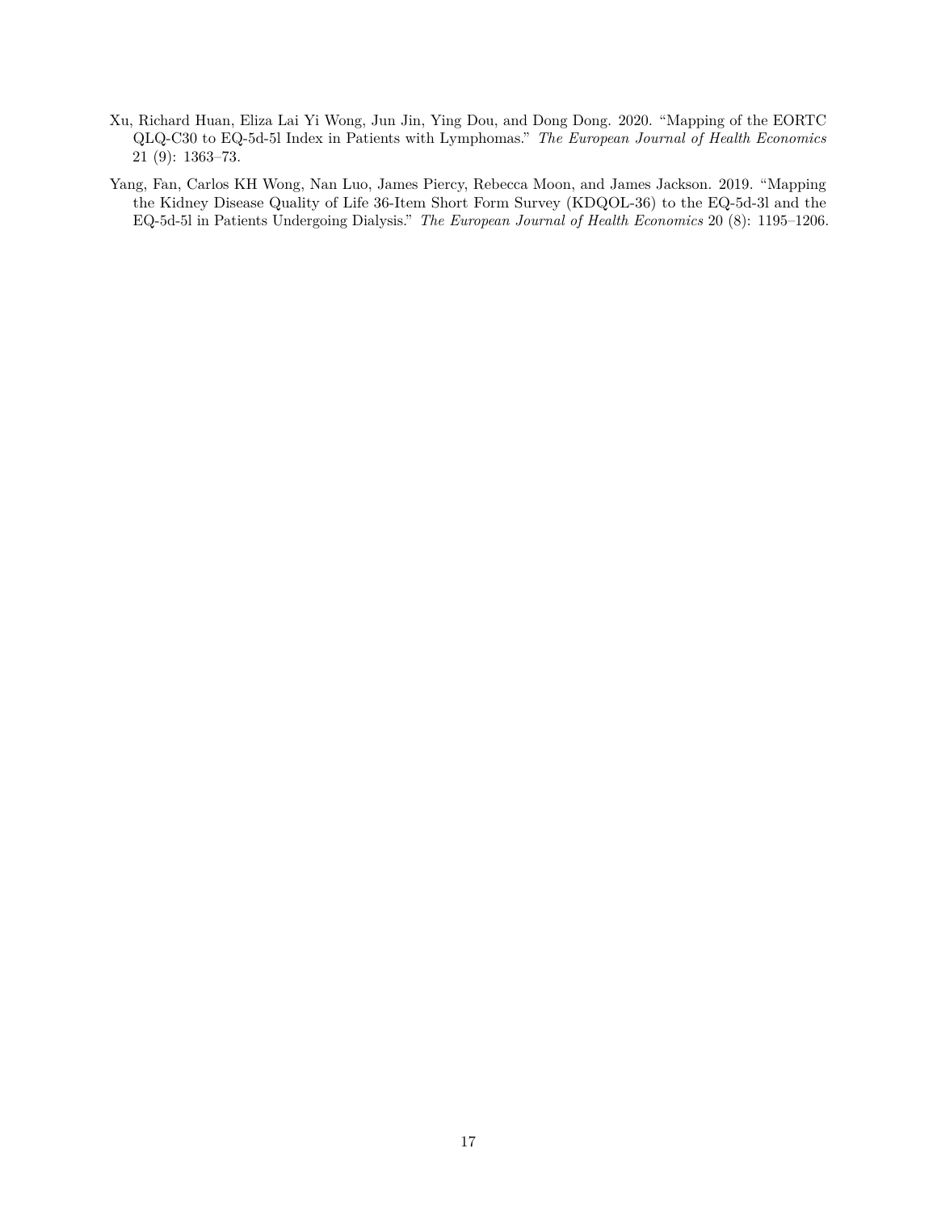Xu, Richard Huan, Eliza Lai Yi Wong, Jun Jin, Ying Dou, and Dong Dong. 2020. "Mapping of the EORTC QLQ-C30 to EQ-5d-5l Index in Patients with Lymphomas." *The European Journal of Health Economics* 21 (9): 1363–73.

Yang, Fan, Carlos KH Wong, Nan Luo, James Piercy, Rebecca Moon, and James Jackson. 2019. "Mapping the Kidney Disease Quality of Life 36-Item Short Form Survey (KDQOL-36) to the EQ-5d-3l and the EQ-5d-5l in Patients Undergoing Dialysis." *The European Journal of Health Economics* 20 (8): 1195–1206.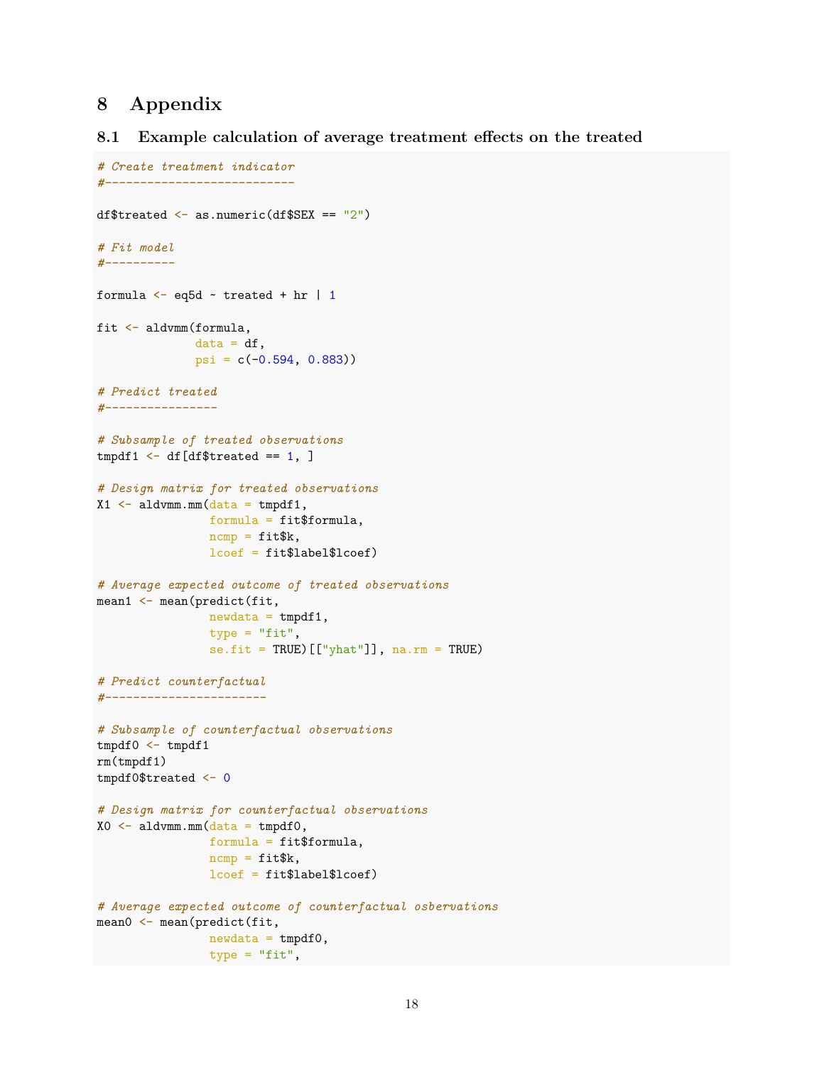# 8 Appendix

## 8.1 Example calculation of average treatment effects on the treated

```
# Create treatment indicator
#---------------------------

df$treated <- as.numeric(df$SEX == "2")

# Fit model
#----------

formula <- eq5d ~ treated + hr | 1

fit <- aldvmm(formula,
              data = df,
              psi = c(-0.594, 0.883))

# Predict treated
#----------------

# Subsample of treated observations
tmpdf1 <- df[df$treated == 1, ]

# Design matrix for treated observations
X1 <- aldvmm.mm(data = tmpdf1,
                formula = fit$formula,
                ncmp = fit$k,
                lcoef = fit$label$lcoef)

# Average expected outcome of treated observations
mean1 <- mean(predict(fit,
                newdata = tmpdf1,
                type = "fit",
                se.fit = TRUE)[["yhat"]], na.rm = TRUE)

# Predict counterfactual
#-----------------------

# Subsample of counterfactual observations
tmpdf0 <- tmpdf1
rm(tmpdf1)
tmpdf0$treated <- 0

# Design matrix for counterfactual observations
X0 <- aldvmm.mm(data = tmpdf0,
                formula = fit$formula,
                ncmp = fit$k,
                lcoef = fit$label$lcoef)

# Average expected outcome of counterfactual osbervations
mean0 <- mean(predict(fit,
                newdata = tmpdf0,
                type = "fit",
```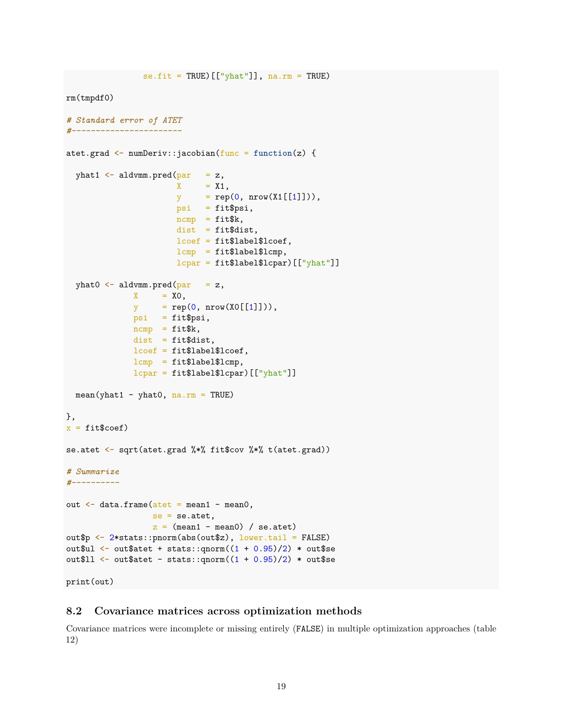```r
               se.fit = TRUE)[["yhat"]], na.rm = TRUE)

rm(tmpdf0)

# Standard error of ATET
#-----------------------

atet.grad <- numDeriv::jacobian(func = function(z) {

  yhat1 <- aldvmm.pred(par   = z,
                       X     = X1,
                       y     = rep(0, nrow(X1[[1]])),
                       psi   = fit$psi,
                       ncmp  = fit$k,
                       dist  = fit$dist,
                       lcoef = fit$label$lcoef,
                       lcmp  = fit$label$lcmp,
                       lcpar = fit$label$lcpar)[["yhat"]]

  yhat0 <- aldvmm.pred(par   = z,
              X     = X0,
              y     = rep(0, nrow(X0[[1]])),
              psi   = fit$psi,
              ncmp  = fit$k,
              dist  = fit$dist,
              lcoef = fit$label$lcoef,
              lcmp  = fit$label$lcmp,
              lcpar = fit$label$lcpar)[["yhat"]]

  mean(yhat1 - yhat0, na.rm = TRUE)

},
x = fit$coef)

se.atet <- sqrt(atet.grad %*% fit$cov %*% t(atet.grad))

# Summarize
#----------

out <- data.frame(atet = mean1 - mean0,
                  se = se.atet,
                  z = (mean1 - mean0) / se.atet)
out$p <- 2*stats::pnorm(abs(out$z), lower.tail = FALSE)
out$ul <- out$atet + stats::qnorm((1 + 0.95)/2) * out$se
out$ll <- out$atet - stats::qnorm((1 + 0.95)/2) * out$se

print(out)
```

## 8.2 Covariance matrices across optimization methods

Covariance matrices were incomplete or missing entirely (FALSE) in multiple optimization approaches (table 12)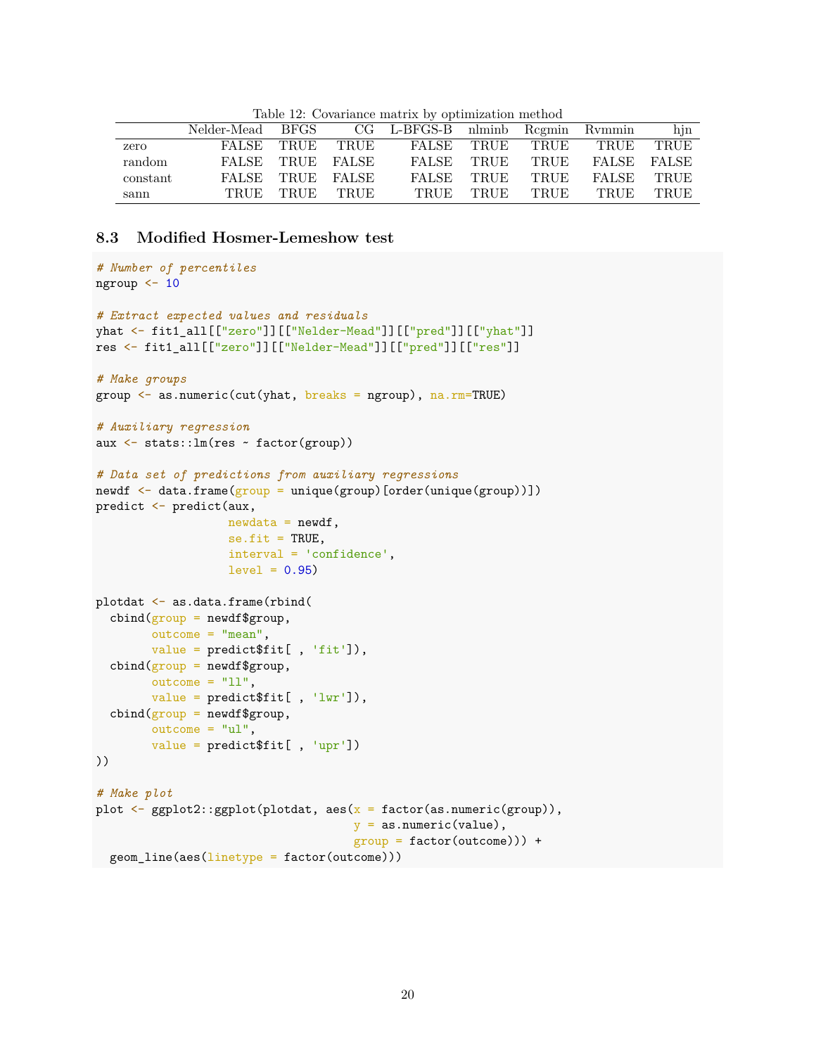Table 12: Covariance matrix by optimization method

| | Nelder-Mead | BFGS | CG | L-BFGS-B | nlminb | Rcgmin | Rvmmin | hjn |
|---|---|---|---|---|---|---|---|---|
| zero | FALSE | TRUE | TRUE | FALSE | TRUE | TRUE | TRUE | TRUE |
| random | FALSE | TRUE | FALSE | FALSE | TRUE | TRUE | FALSE | FALSE |
| constant | FALSE | TRUE | FALSE | FALSE | TRUE | TRUE | FALSE | TRUE |
| sann | TRUE | TRUE | TRUE | TRUE | TRUE | TRUE | TRUE | TRUE |

### 8.3 Modified Hosmer-Lemeshow test

```
# Number of percentiles
ngroup <- 10

# Extract expected values and residuals
yhat <- fit1_all[["zero"]][["Nelder-Mead"]][["pred"]][["yhat"]]
res <- fit1_all[["zero"]][["Nelder-Mead"]][["pred"]][["res"]]

# Make groups
group <- as.numeric(cut(yhat, breaks = ngroup), na.rm=TRUE)

# Auxiliary regression
aux <- stats::lm(res ~ factor(group))

# Data set of predictions from auxiliary regressions
newdf <- data.frame(group = unique(group)[order(unique(group))])
predict <- predict(aux,
                   newdata = newdf,
                   se.fit = TRUE,
                   interval = 'confidence',
                   level = 0.95)

plotdat <- as.data.frame(rbind(
  cbind(group = newdf$group,
        outcome = "mean",
        value = predict$fit[ , 'fit']),
  cbind(group = newdf$group,
        outcome = "ll",
        value = predict$fit[ , 'lwr']),
  cbind(group = newdf$group,
        outcome = "ul",
        value = predict$fit[ , 'upr'])
))

# Make plot
plot <- ggplot2::ggplot(plotdat, aes(x = factor(as.numeric(group)),
                                     y = as.numeric(value),
                                     group = factor(outcome))) +
  geom_line(aes(linetype = factor(outcome)))
```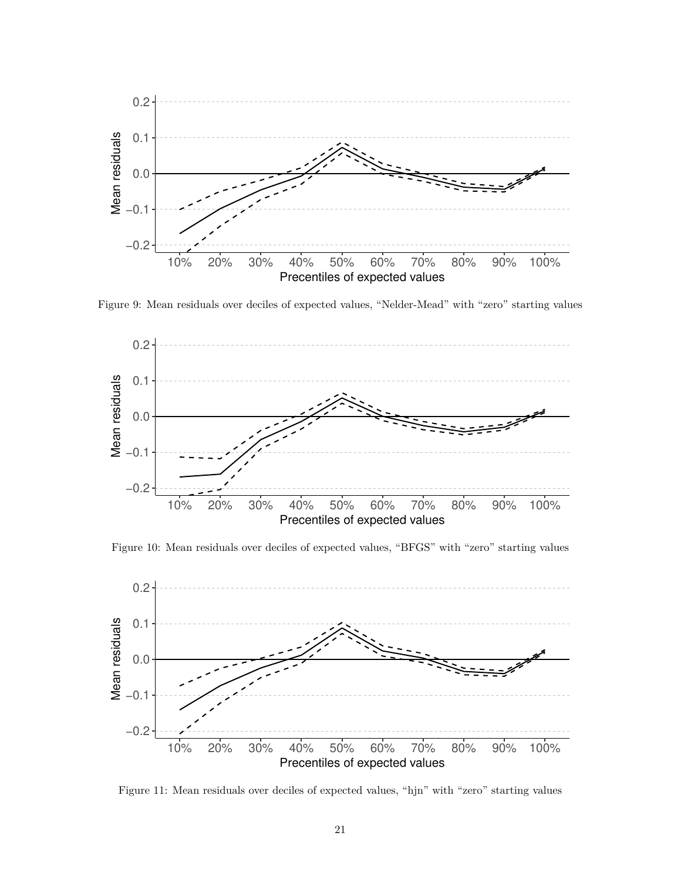Figure 9: Mean residuals over deciles of expected values, “Nelder-Mead” with “zero” starting values

Figure 10: Mean residuals over deciles of expected values, “BFGS” with “zero” starting values

Figure 11: Mean residuals over deciles of expected values, “hjn” with “zero” starting values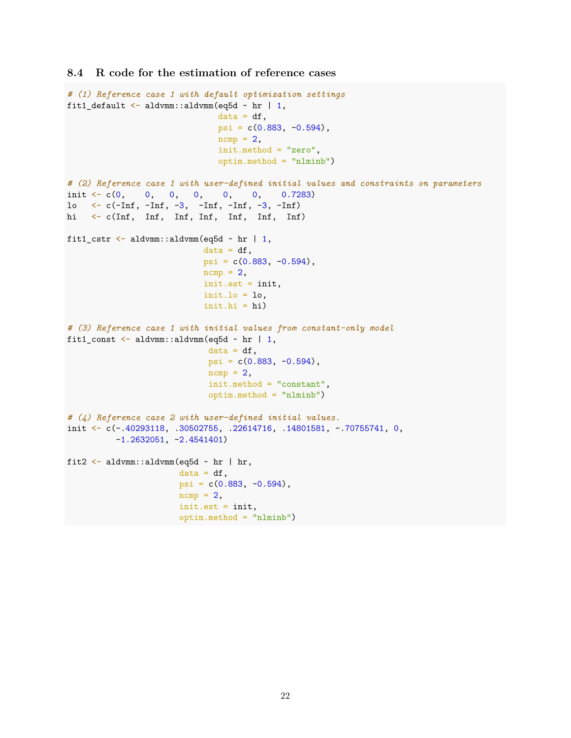### 8.4 R code for the estimation of reference cases

```
# (1) Reference case 1 with default optimization settings
fit1_default <- aldvmm::aldvmm(eq5d ~ hr | 1,
                               data = df,
                               psi = c(0.883, -0.594),
                               ncmp = 2,
                               init.method = "zero",
                               optim.method = "nlminb")

# (2) Reference case 1 with user-defined initial values and constraints on parameters
init <- c(0,    0,   0,   0,    0,    0,    0.7283)
lo   <- c(-Inf, -Inf, -3,  -Inf, -Inf, -3, -Inf)
hi   <- c(Inf,  Inf,  Inf, Inf,  Inf,  Inf,  Inf)

fit1_cstr <- aldvmm::aldvmm(eq5d ~ hr | 1,
                            data = df,
                            psi = c(0.883, -0.594),
                            ncmp = 2,
                            init.est = init,
                            init.lo = lo,
                            init.hi = hi)

# (3) Reference case 1 with initial values from constant-only model
fit1_const <- aldvmm::aldvmm(eq5d ~ hr | 1,
                             data = df,
                             psi = c(0.883, -0.594),
                             ncmp = 2,
                             init.method = "constant",
                             optim.method = "nlminb")

# (4) Reference case 2 with user-defined initial values.
init <- c(-.40293118, .30502755, .22614716, .14801581, -.70755741, 0,
          -1.2632051, -2.4541401)

fit2 <- aldvmm::aldvmm(eq5d ~ hr | hr,
                       data = df,
                       psi = c(0.883, -0.594),
                       ncmp = 2,
                       init.est = init,
                       optim.method = "nlminb")
```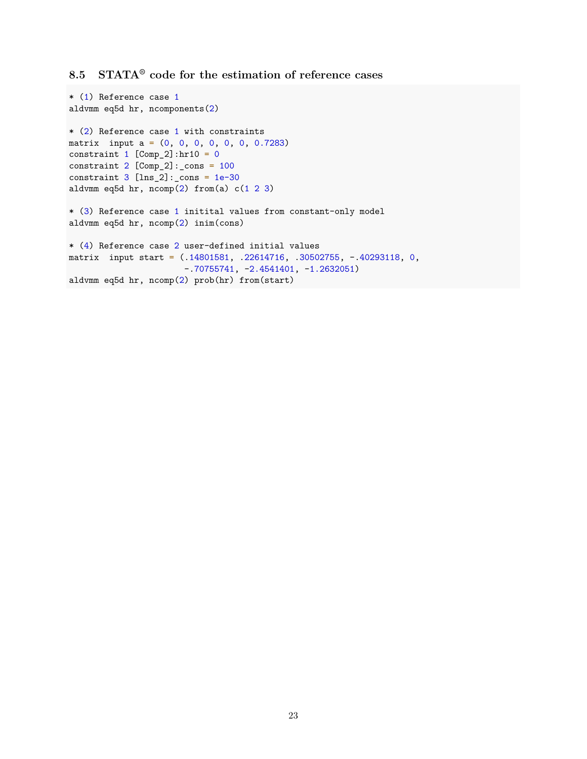## 8.5 STATA® code for the estimation of reference cases

```
* (1) Reference case 1
aldvmm eq5d hr, ncomponents(2)

* (2) Reference case 1 with constraints
matrix  input a = (0, 0, 0, 0, 0, 0, 0.7283)
constraint 1 [Comp_2]:hr10 = 0
constraint 2 [Comp_2]:_cons = 100
constraint 3 [lns_2]:_cons = 1e-30
aldvmm eq5d hr, ncomp(2) from(a) c(1 2 3)

* (3) Reference case 1 initital values from constant-only model
aldvmm eq5d hr, ncomp(2) inim(cons)

* (4) Reference case 2 user-defined initial values
matrix  input start = (.14801581, .22614716, .30502755, -.40293118, 0,
                    -.70755741, -2.4541401, -1.2632051)
aldvmm eq5d hr, ncomp(2) prob(hr) from(start)
```